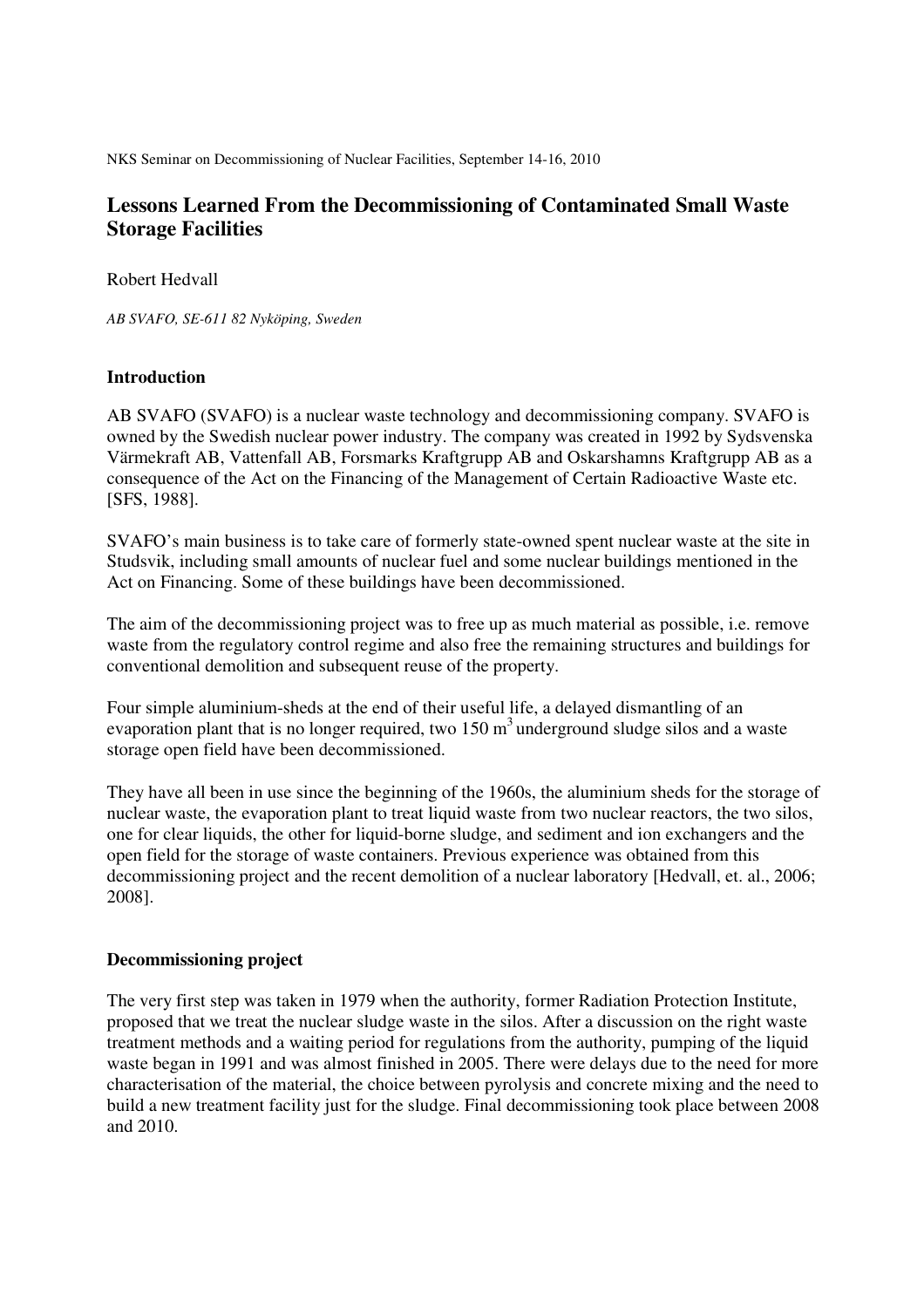# Lessons Learned From the Decommissioning of Contaminated Small Waste Storage Facilities

Robert Hedvall

*AB SVAFO, SE-611 82 Nyköping, Sweden*

## Introduction

AB SVAFO (SVAFO) is a nuclear waste technology and decommissioning company. SVAFO is owned by the Swedish nuclear power industry. The company was created in 1992 by Sydsvenska Värmekraft AB, Vattenfall AB, Forsmarks Kraftgrupp AB and Oskarshamns Kraftgrupp AB as a consequence of the Act on the Financing of the Management of Certain Radioactive Waste etc. [SFS, 1988].

SVAFO's main business is to take care of formerly state-owned spent nuclear waste at the site in Studsvik, including small amounts of nuclear fuel and some nuclear buildings mentioned in the Act on Financing. Some of these buildings have been decommissioned.

The aim of the decommissioning project was to free up as much material as possible, i.e. remove waste from the regulatory control regime and also free the remaining structures and buildings for conventional demolition and subsequent reuse of the property.

Four simple aluminium-sheds at the end of their useful life, a delayed dismantling of an evaporation plant that is no longer required, two 150 $m^3$ underground sludge silos and a waste storage open field have been decommissioned.

They have all been in use since the beginning of the 1960s, the aluminium sheds for the storage of nuclear waste, the evaporation plant to treat liquid waste from two nuclear reactors, the two silos, one for clear liquids, the other for liquid-borne sludge, and sediment and ion exchangers and the open field for the storage of waste containers. Previous experience was obtained from this decommissioning project and the recent demolition of a nuclear laboratory [Hedvall, et. al., 2006; 2008].

## Decommissioning project

The very first step was taken in 1979 when the authority, former Radiation Protection Institute, proposed that we treat the nuclear sludge waste in the silos. After a discussion on the right waste treatment methods and a waiting period for regulations from the authority, pumping of the liquid waste began in 1991 and was almost finished in 2005. There were delays due to the need for more characterisation of the material, the choice between pyrolysis and concrete mixing and the need to build a new treatment facility just for the sludge. Final decommissioning took place between 2008 and 2010.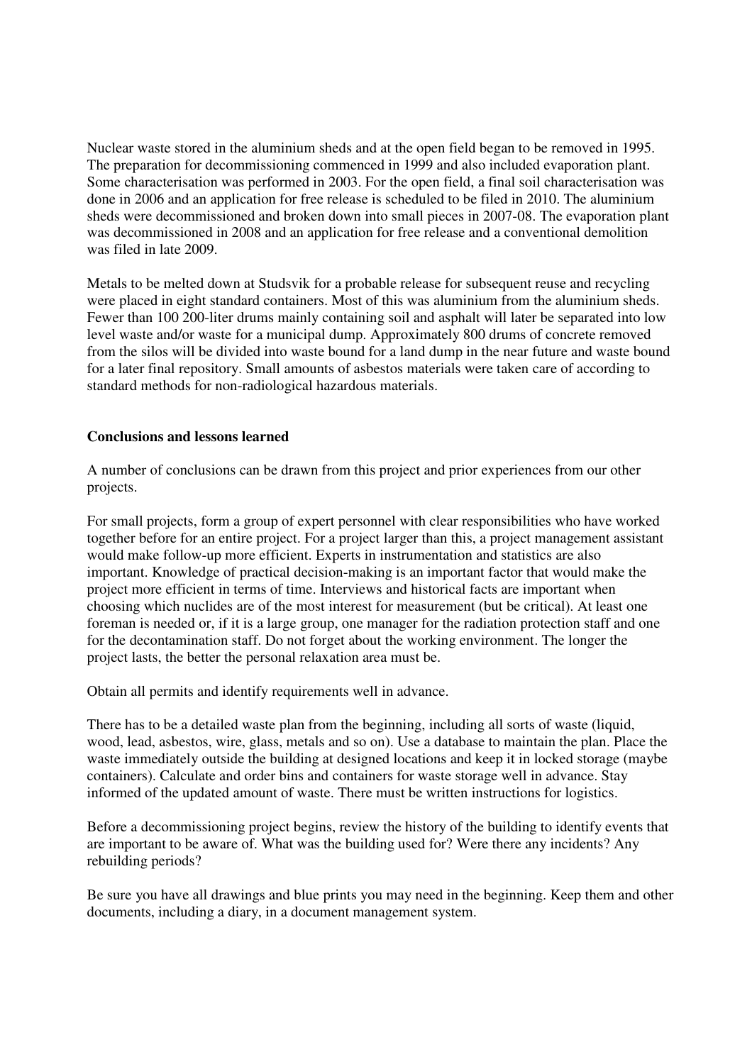Nuclear waste stored in the aluminium sheds and at the open field began to be removed in 1995. The preparation for decommissioning commenced in 1999 and also included evaporation plant. Some characterisation was performed in 2003. For the open field, a final soil characterisation was done in 2006 and an application for free release is scheduled to be filed in 2010. The aluminium sheds were decommissioned and broken down into small pieces in 2007-08. The evaporation plant was decommissioned in 2008 and an application for free release and a conventional demolition was filed in late 2009.

Metals to be melted down at Studsvik for a probable release for subsequent reuse and recycling were placed in eight standard containers. Most of this was aluminium from the aluminium sheds. Fewer than 100 200-liter drums mainly containing soil and asphalt will later be separated into low level waste and/or waste for a municipal dump. Approximately 800 drums of concrete removed from the silos will be divided into waste bound for a land dump in the near future and waste bound for a later final repository. Small amounts of asbestos materials were taken care of according to standard methods for non-radiological hazardous materials.

**Conclusions and lessons learned**

A number of conclusions can be drawn from this project and prior experiences from our other projects.

For small projects, form a group of expert personnel with clear responsibilities who have worked together before for an entire project. For a project larger than this, a project management assistant would make follow-up more efficient. Experts in instrumentation and statistics are also important. Knowledge of practical decision-making is an important factor that would make the project more efficient in terms of time. Interviews and historical facts are important when choosing which nuclides are of the most interest for measurement (but be critical). At least one foreman is needed or, if it is a large group, one manager for the radiation protection staff and one for the decontamination staff. Do not forget about the working environment. The longer the project lasts, the better the personal relaxation area must be.

Obtain all permits and identify requirements well in advance.

There has to be a detailed waste plan from the beginning, including all sorts of waste (liquid, wood, lead, asbestos, wire, glass, metals and so on). Use a database to maintain the plan. Place the waste immediately outside the building at designed locations and keep it in locked storage (maybe containers). Calculate and order bins and containers for waste storage well in advance. Stay informed of the updated amount of waste. There must be written instructions for logistics.

Before a decommissioning project begins, review the history of the building to identify events that are important to be aware of. What was the building used for? Were there any incidents? Any rebuilding periods?

Be sure you have all drawings and blue prints you may need in the beginning. Keep them and other documents, including a diary, in a document management system.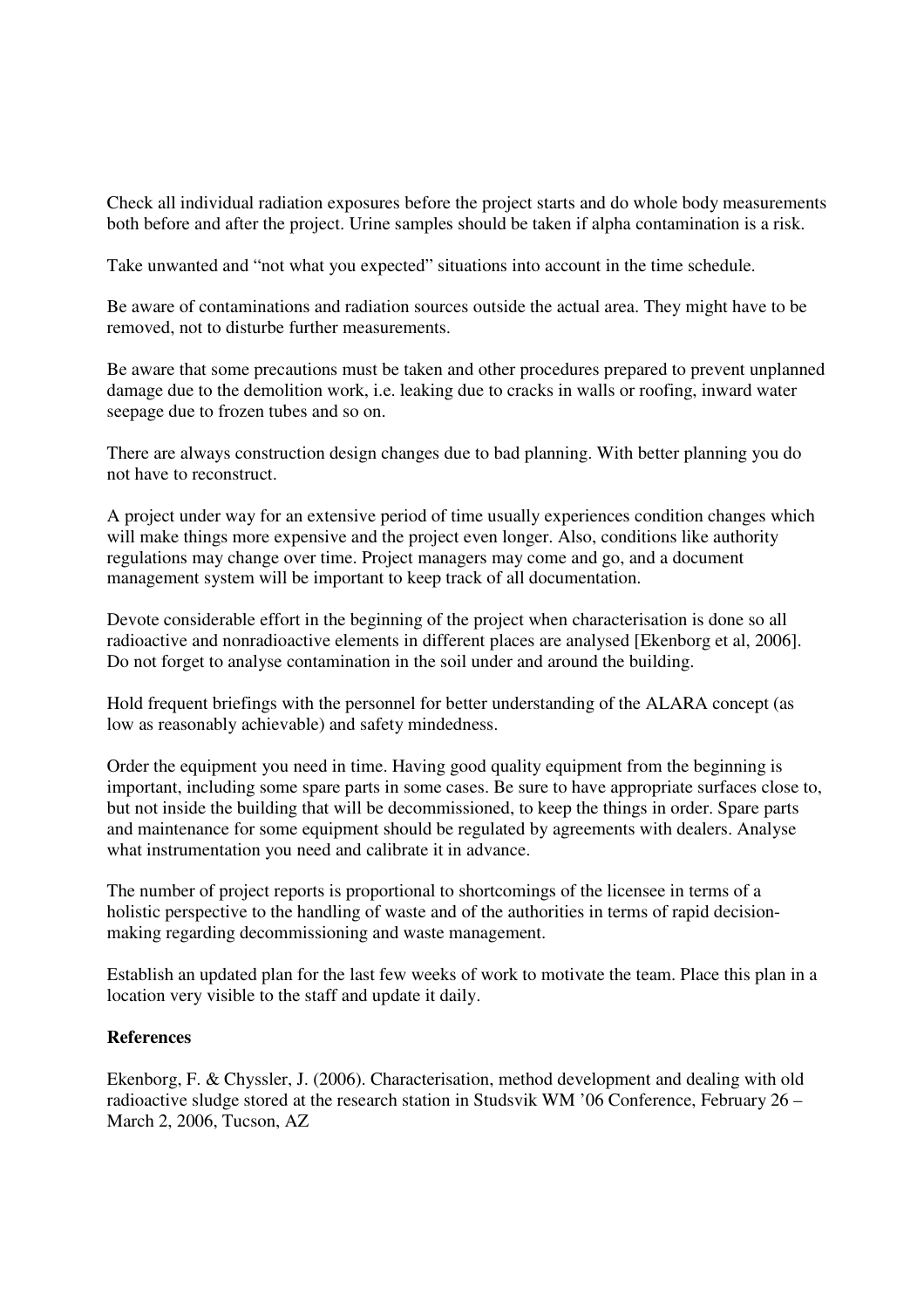Check all individual radiation exposures before the project starts and do whole body measurements both before and after the project. Urine samples should be taken if alpha contamination is a risk.

Take unwanted and "not what you expected" situations into account in the time schedule.

Be aware of contaminations and radiation sources outside the actual area. They might have to be removed, not to disturb further measurements.

Be aware that some precautions must be taken and other procedures prepared to prevent unplanned damage due to the demolition work, i.e. leaking due to cracks in walls or roofing, inward water seepage due to frozen tubes and so on.

There are always construction design changes due to bad planning. With better planning you do not have to reconstruct.

A project under way for an extensive period of time usually experiences condition changes which will make things more expensive and the project even longer. Also, conditions like authority regulations may change over time. Project managers may come and go, and a document management system will be important to keep track of all documentation.

Devote considerable effort in the beginning of the project when characterisation is done so all radioactive and nonradioactive elements in different places are analysed [Ekenborg et al, 2006]. Do not forget to analyse contamination in the soil under and around the building.

Hold frequent briefings with the personnel for better understanding of the ALARA concept (as low as reasonably achievable) and safety mindedness.

Order the equipment you need in time. Having good quality equipment from the beginning is important, including some spare parts in some cases. Be sure to have appropriate surfaces close to, but not inside the building that will be decommissioned, to keep the things in order. Spare parts and maintenance for some equipment should be regulated by agreements with dealers. Analyse what instrumentation you need and calibrate it in advance.

The number of project reports is proportional to shortcomings of the licensee in terms of a holistic perspective to the handling of waste and of the authorities in terms of rapid decision-making regarding decommissioning and waste management.

Establish an updated plan for the last few weeks of work to motivate the team. Place this plan in a location very visible to the staff and update it daily.

**References**

Ekenborg, F. & Chyssler, J. (2006). Characterisation, method development and dealing with old radioactive sludge stored at the research station in Studsvik WM '06 Conference, February 26 – March 2, 2006, Tucson, AZ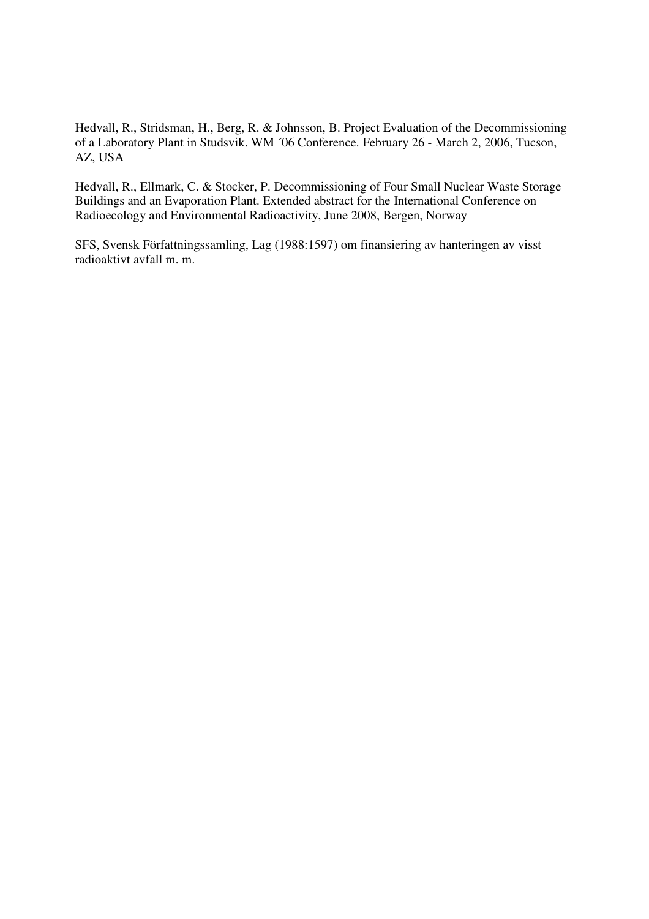Hedvall, R., Stridsman, H., Berg, R. & Johnsson, B. Project Evaluation of the Decommissioning of a Laboratory Plant in Studsvik. WM ´06 Conference. February 26 - March 2, 2006, Tucson, AZ, USA

Hedvall, R., Ellmark, C. & Stocker, P. Decommissioning of Four Small Nuclear Waste Storage Buildings and an Evaporation Plant. Extended abstract for the International Conference on Radioecology and Environmental Radioactivity, June 2008, Bergen, Norway

SFS, Svensk Författningssamling, Lag (1988:1597) om finansiering av hanteringen av visst radioaktivt avfall m. m.